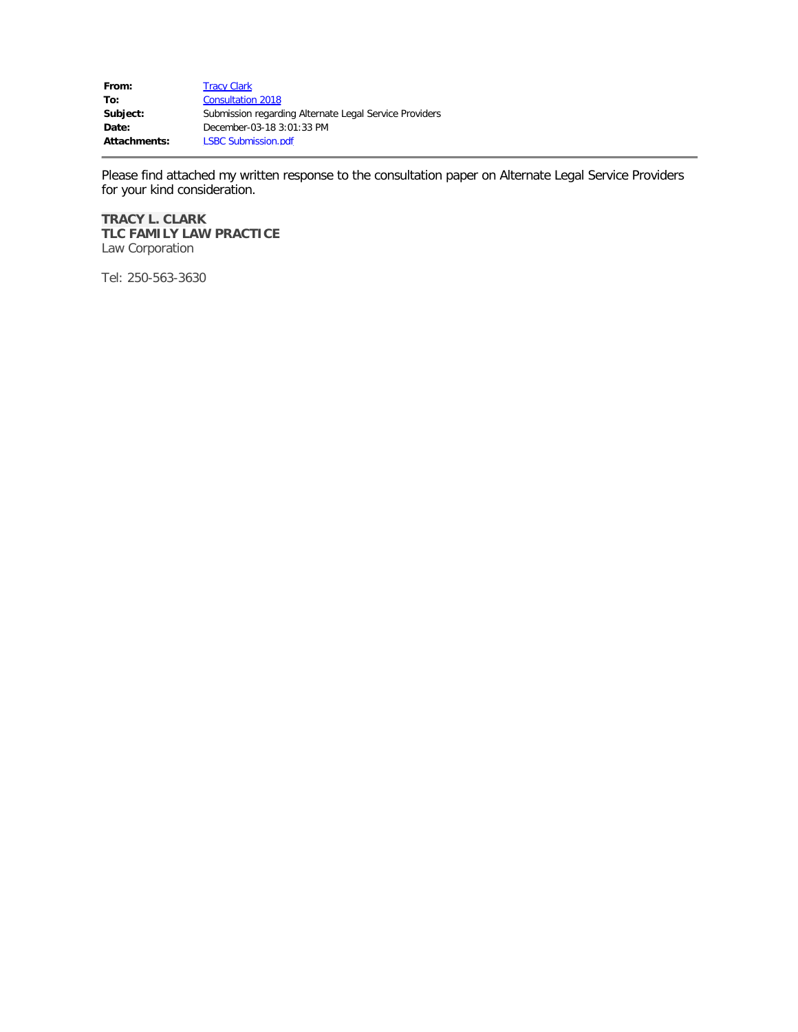| | |
|---|---|
| **From:** | Tracy Clark |
| **To:** | Consultation 2018 |
| **Subject:** | Submission regarding Alternate Legal Service Providers |
| **Date:** | December-03-18 3:01:33 PM |
| **Attachments:** | LSBC Submission.pdf |

---

Please find attached my written response to the consultation paper on Alternate Legal Service Providers for your kind consideration.

**TRACY L. CLARK**
**TLC FAMILY LAW PRACTICE**
Law Corporation

Tel: 250-563-3630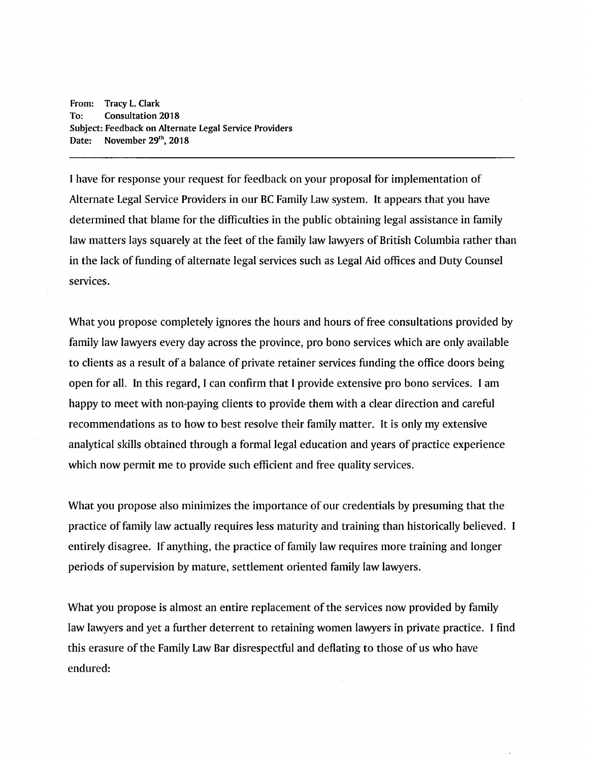**From:** Tracy L. Clark
**To:** Consultation 2018
**Subject:** Feedback on Alternate Legal Service Providers
**Date:** November 29th, 2018

---

I have for response your request for feedback on your proposal for implementation of Alternate Legal Service Providers in our BC Family Law system. It appears that you have determined that blame for the difficulties in the public obtaining legal assistance in family law matters lays squarely at the feet of the family law lawyers of British Columbia rather than in the lack of funding of alternate legal services such as Legal Aid offices and Duty Counsel services.

What you propose completely ignores the hours and hours of free consultations provided by family law lawyers every day across the province, pro bono services which are only available to clients as a result of a balance of private retainer services funding the office doors being open for all. In this regard, I can confirm that I provide extensive pro bono services. I am happy to meet with non-paying clients to provide them with a clear direction and careful recommendations as to how to best resolve their family matter. It is only my extensive analytical skills obtained through a formal legal education and years of practice experience which now permit me to provide such efficient and free quality services.

What you propose also minimizes the importance of our credentials by presuming that the practice of family law actually requires less maturity and training than historically believed. I entirely disagree. If anything, the practice of family law requires more training and longer periods of supervision by mature, settlement oriented family law lawyers.

What you propose is almost an entire replacement of the services now provided by family law lawyers and yet a further deterrent to retaining women lawyers in private practice. I find this erasure of the Family Law Bar disrespectful and deflating to those of us who have endured: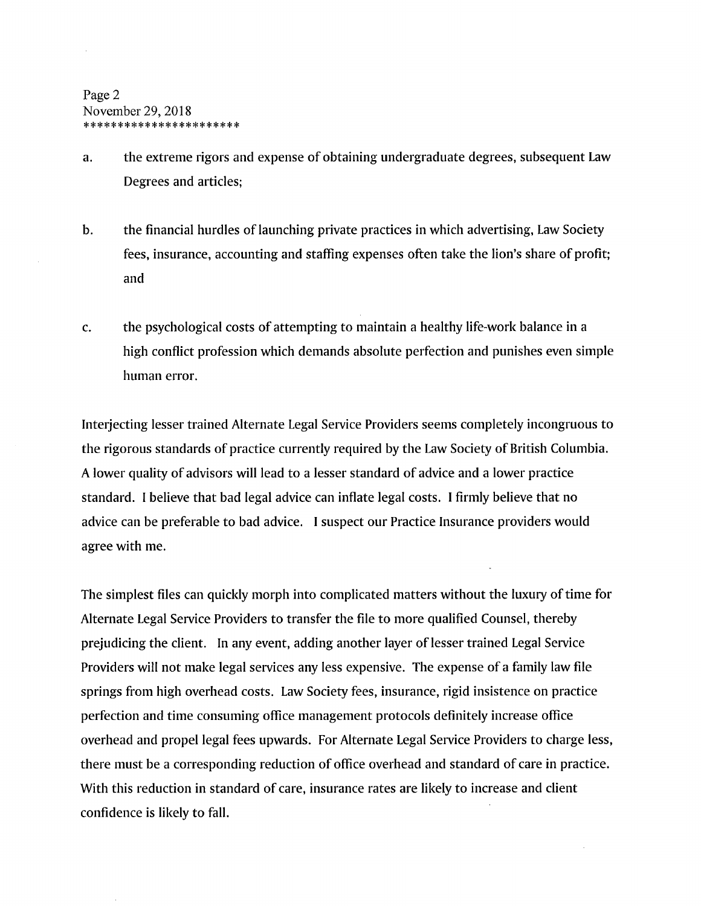a. the extreme rigors and expense of obtaining undergraduate degrees, subsequent Law Degrees and articles;

b. the financial hurdles of launching private practices in which advertising, Law Society fees, insurance, accounting and staffing expenses often take the lion's share of profit; and

c. the psychological costs of attempting to maintain a healthy life-work balance in a high conflict profession which demands absolute perfection and punishes even simple human error.

Interjecting lesser trained Alternate Legal Service Providers seems completely incongruous to the rigorous standards of practice currently required by the Law Society of British Columbia. A lower quality of advisors will lead to a lesser standard of advice and a lower practice standard. I believe that bad legal advice can inflate legal costs. I firmly believe that no advice can be preferable to bad advice. I suspect our Practice Insurance providers would agree with me.

The simplest files can quickly morph into complicated matters without the luxury of time for Alternate Legal Service Providers to transfer the file to more qualified Counsel, thereby prejudicing the client. In any event, adding another layer of lesser trained Legal Service Providers will not make legal services any less expensive. The expense of a family law file springs from high overhead costs. Law Society fees, insurance, rigid insistence on practice perfection and time consuming office management protocols definitely increase office overhead and propel legal fees upwards. For Alternate Legal Service Providers to charge less, there must be a corresponding reduction of office overhead and standard of care in practice. With this reduction in standard of care, insurance rates are likely to increase and client confidence is likely to fall.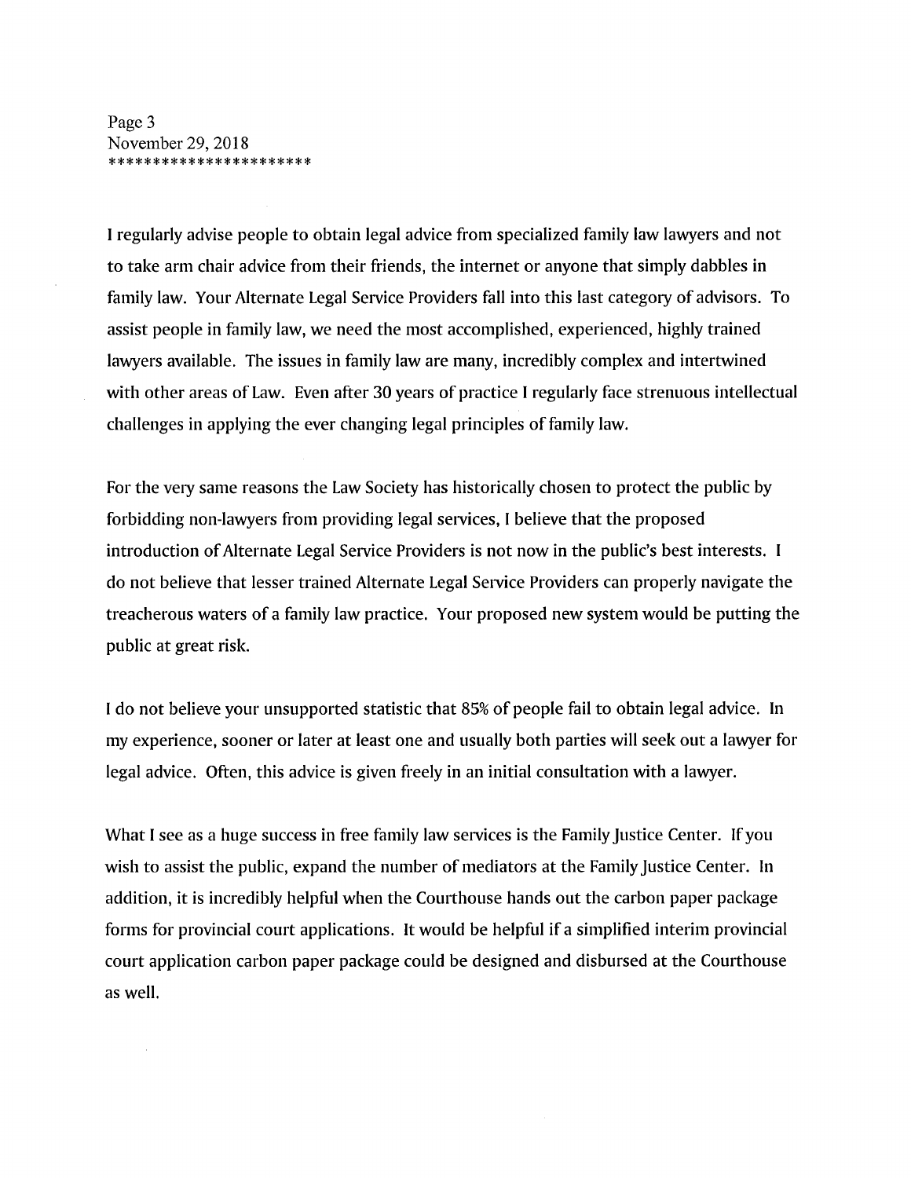I regularly advise people to obtain legal advice from specialized family law lawyers and not to take arm chair advice from their friends, the internet or anyone that simply dabbles in family law. Your Alternate Legal Service Providers fall into this last category of advisors. To assist people in family law, we need the most accomplished, experienced, highly trained lawyers available. The issues in family law are many, incredibly complex and intertwined with other areas of Law. Even after 30 years of practice I regularly face strenuous intellectual challenges in applying the ever changing legal principles of family law.

For the very same reasons the Law Society has historically chosen to protect the public by forbidding non-lawyers from providing legal services, I believe that the proposed introduction of Alternate Legal Service Providers is not now in the public's best interests. I do not believe that lesser trained Alternate Legal Service Providers can properly navigate the treacherous waters of a family law practice. Your proposed new system would be putting the public at great risk.

I do not believe your unsupported statistic that 85% of people fail to obtain legal advice. In my experience, sooner or later at least one and usually both parties will seek out a lawyer for legal advice. Often, this advice is given freely in an initial consultation with a lawyer.

What I see as a huge success in free family law services is the Family Justice Center. If you wish to assist the public, expand the number of mediators at the Family Justice Center. In addition, it is incredibly helpful when the Courthouse hands out the carbon paper package forms for provincial court applications. It would be helpful if a simplified interim provincial court application carbon paper package could be designed and disbursed at the Courthouse as well.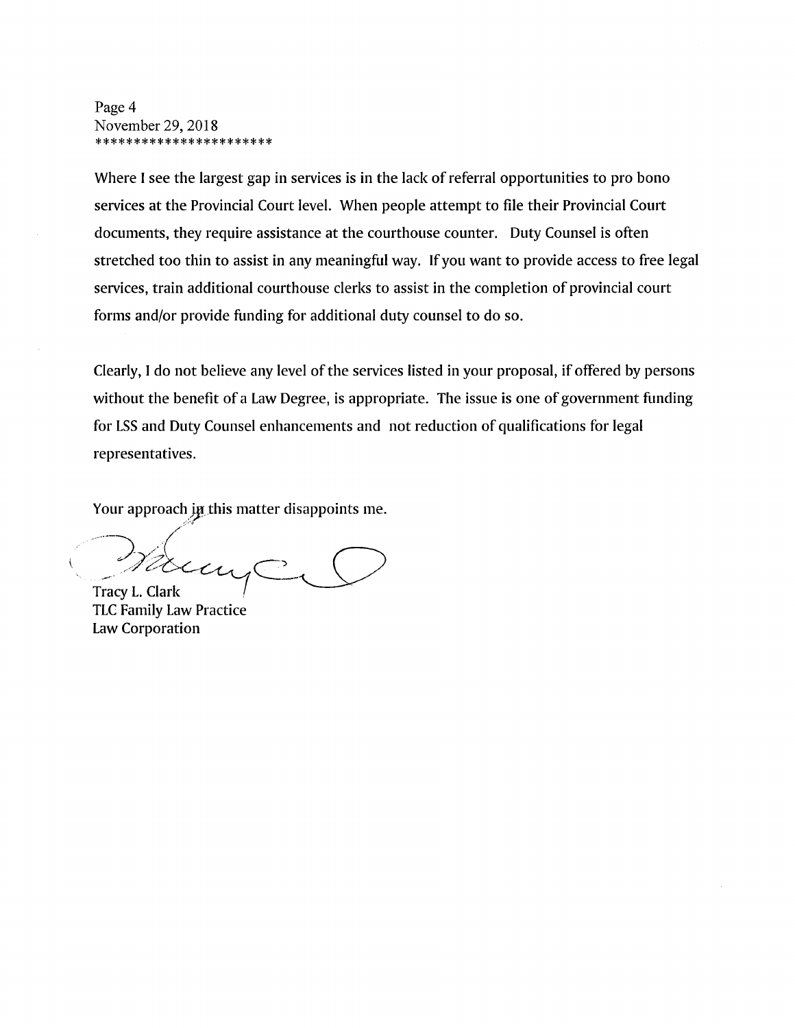Where I see the largest gap in services is in the lack of referral opportunities to pro bono services at the Provincial Court level. When people attempt to file their Provincial Court documents, they require assistance at the courthouse counter. Duty Counsel is often stretched too thin to assist in any meaningful way. If you want to provide access to free legal services, train additional courthouse clerks to assist in the completion of provincial court forms and/or provide funding for additional duty counsel to do so.

Clearly, I do not believe any level of the services listed in your proposal, if offered by persons without the benefit of a Law Degree, is appropriate. The issue is one of government funding for LSS and Duty Counsel enhancements and not reduction of qualifications for legal representatives.

Your approach in this matter disappoints me.

Tracy L. Clark
TLC Family Law Practice
Law Corporation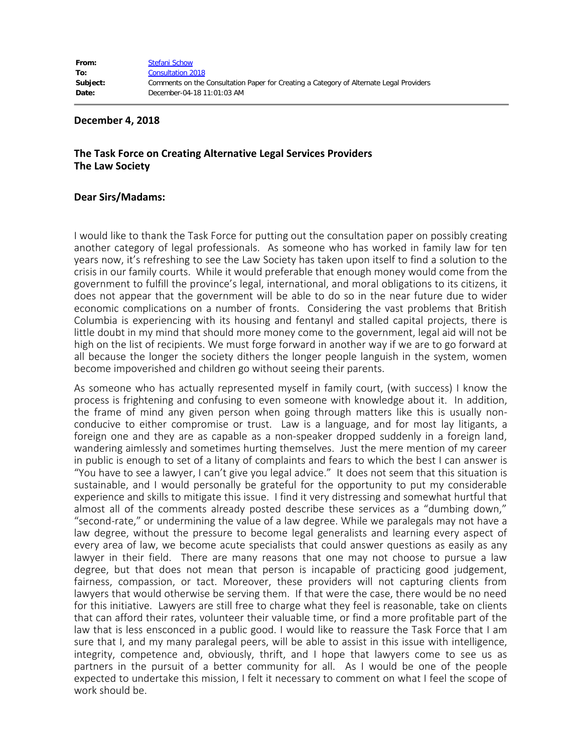| | |
|---|---|
| **From:** | Stefani Schow |
| **To:** | Consultation 2018 |
| **Subject:** | Comments on the Consultation Paper for Creating a Category of Alternate Legal Providers |
| **Date:** | December-04-18 11:01:03 AM |

**December 4, 2018**

**The Task Force on Creating Alternative Legal Services Providers**
**The Law Society**

**Dear Sirs/Madams:**

I would like to thank the Task Force for putting out the consultation paper on possibly creating another category of legal professionals. As someone who has worked in family law for ten years now, it's refreshing to see the Law Society has taken upon itself to find a solution to the crisis in our family courts. While it would preferable that enough money would come from the government to fulfill the province's legal, international, and moral obligations to its citizens, it does not appear that the government will be able to do so in the near future due to wider economic complications on a number of fronts. Considering the vast problems that British Columbia is experiencing with its housing and fentanyl and stalled capital projects, there is little doubt in my mind that should more money come to the government, legal aid will not be high on the list of recipients. We must forge forward in another way if we are to go forward at all because the longer the society dithers the longer people languish in the system, women become impoverished and children go without seeing their parents.

As someone who has actually represented myself in family court, (with success) I know the process is frightening and confusing to even someone with knowledge about it. In addition, the frame of mind any given person when going through matters like this is usually non-conducive to either compromise or trust. Law is a language, and for most lay litigants, a foreign one and they are as capable as a non-speaker dropped suddenly in a foreign land, wandering aimlessly and sometimes hurting themselves. Just the mere mention of my career in public is enough to set of a litany of complaints and fears to which the best I can answer is "You have to see a lawyer, I can't give you legal advice." It does not seem that this situation is sustainable, and I would personally be grateful for the opportunity to put my considerable experience and skills to mitigate this issue. I find it very distressing and somewhat hurtful that almost all of the comments already posted describe these services as a "dumbing down," "second-rate," or undermining the value of a law degree. While we paralegals may not have a law degree, without the pressure to become legal generalists and learning every aspect of every area of law, we become acute specialists that could answer questions as easily as any lawyer in their field. There are many reasons that one may not choose to pursue a law degree, but that does not mean that person is incapable of practicing good judgement, fairness, compassion, or tact. Moreover, these providers will not capturing clients from lawyers that would otherwise be serving them. If that were the case, there would be no need for this initiative. Lawyers are still free to charge what they feel is reasonable, take on clients that can afford their rates, volunteer their valuable time, or find a more profitable part of the law that is less ensconced in a public good. I would like to reassure the Task Force that I am sure that I, and my many paralegal peers, will be able to assist in this issue with intelligence, integrity, competence and, obviously, thrift, and I hope that lawyers come to see us as partners in the pursuit of a better community for all. As I would be one of the people expected to undertake this mission, I felt it necessary to comment on what I feel the scope of work should be.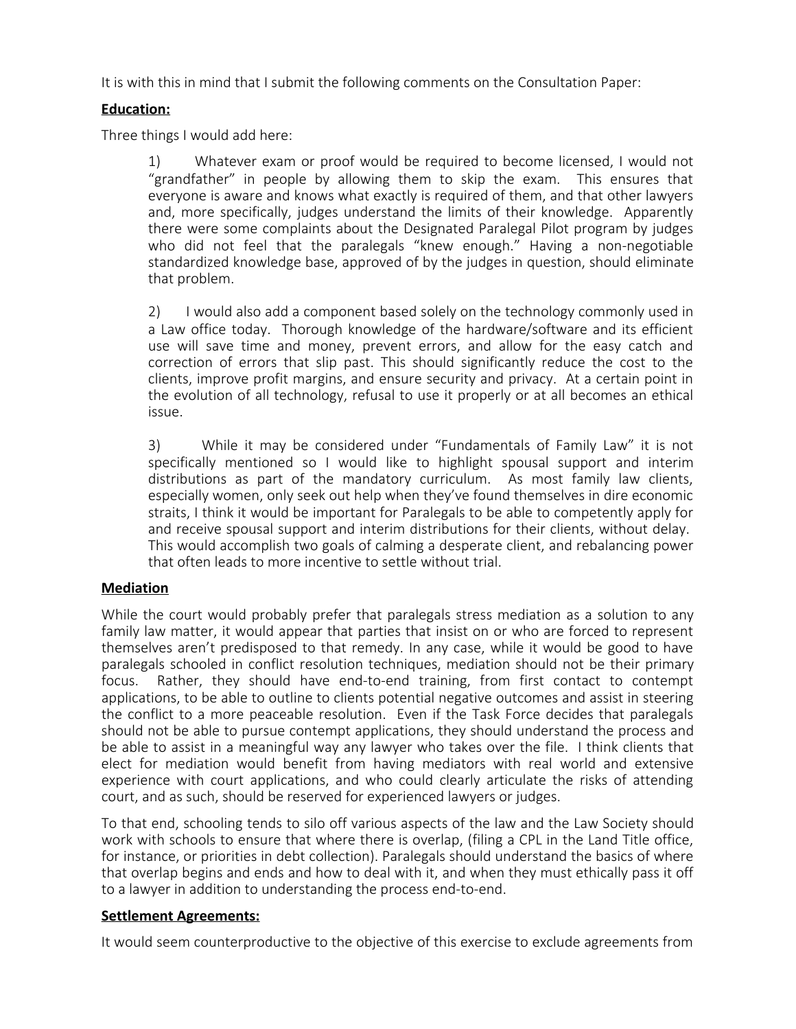It is with this in mind that I submit the following comments on the Consultation Paper:

**Education:**

Three things I would add here:

> 1) Whatever exam or proof would be required to become licensed, I would not "grandfather" in people by allowing them to skip the exam. This ensures that everyone is aware and knows what exactly is required of them, and that other lawyers and, more specifically, judges understand the limits of their knowledge. Apparently there were some complaints about the Designated Paralegal Pilot program by judges who did not feel that the paralegals "knew enough." Having a non-negotiable standardized knowledge base, approved of by the judges in question, should eliminate that problem.
>
> 2) I would also add a component based solely on the technology commonly used in a Law office today. Thorough knowledge of the hardware/software and its efficient use will save time and money, prevent errors, and allow for the easy catch and correction of errors that slip past. This should significantly reduce the cost to the clients, improve profit margins, and ensure security and privacy. At a certain point in the evolution of all technology, refusal to use it properly or at all becomes an ethical issue.
>
> 3) While it may be considered under "Fundamentals of Family Law" it is not specifically mentioned so I would like to highlight spousal support and interim distributions as part of the mandatory curriculum. As most family law clients, especially women, only seek out help when they've found themselves in dire economic straits, I think it would be important for Paralegals to be able to competently apply for and receive spousal support and interim distributions for their clients, without delay. This would accomplish two goals of calming a desperate client, and rebalancing power that often leads to more incentive to settle without trial.

**Mediation**

While the court would probably prefer that paralegals stress mediation as a solution to any family law matter, it would appear that parties that insist on or who are forced to represent themselves aren't predisposed to that remedy. In any case, while it would be good to have paralegals schooled in conflict resolution techniques, mediation should not be their primary focus. Rather, they should have end-to-end training, from first contact to contempt applications, to be able to outline to clients potential negative outcomes and assist in steering the conflict to a more peaceable resolution. Even if the Task Force decides that paralegals should not be able to pursue contempt applications, they should understand the process and be able to assist in a meaningful way any lawyer who takes over the file. I think clients that elect for mediation would benefit from having mediators with real world and extensive experience with court applications, and who could clearly articulate the risks of attending court, and as such, should be reserved for experienced lawyers or judges.

To that end, schooling tends to silo off various aspects of the law and the Law Society should work with schools to ensure that where there is overlap, (filing a CPL in the Land Title office, for instance, or priorities in debt collection). Paralegals should understand the basics of where that overlap begins and ends and how to deal with it, and when they must ethically pass it off to a lawyer in addition to understanding the process end-to-end.

**Settlement Agreements:**

It would seem counterproductive to the objective of this exercise to exclude agreements from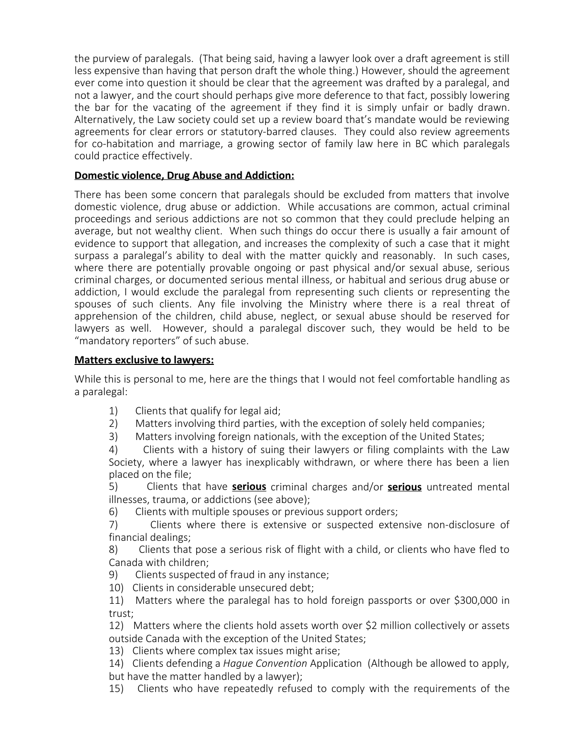the purview of paralegals. (That being said, having a lawyer look over a draft agreement is still less expensive than having that person draft the whole thing.) However, should the agreement ever come into question it should be clear that the agreement was drafted by a paralegal, and not a lawyer, and the court should perhaps give more deference to that fact, possibly lowering the bar for the vacating of the agreement if they find it is simply unfair or badly drawn. Alternatively, the Law society could set up a review board that's mandate would be reviewing agreements for clear errors or statutory-barred clauses. They could also review agreements for co-habitation and marriage, a growing sector of family law here in BC which paralegals could practice effectively.

**Domestic violence, Drug Abuse and Addiction:**

There has been some concern that paralegals should be excluded from matters that involve domestic violence, drug abuse or addiction. While accusations are common, actual criminal proceedings and serious addictions are not so common that they could preclude helping an average, but not wealthy client. When such things do occur there is usually a fair amount of evidence to support that allegation, and increases the complexity of such a case that it might surpass a paralegal's ability to deal with the matter quickly and reasonably. In such cases, where there are potentially provable ongoing or past physical and/or sexual abuse, serious criminal charges, or documented serious mental illness, or habitual and serious drug abuse or addiction, I would exclude the paralegal from representing such clients or representing the spouses of such clients. Any file involving the Ministry where there is a real threat of apprehension of the children, child abuse, neglect, or sexual abuse should be reserved for lawyers as well. However, should a paralegal discover such, they would be held to be "mandatory reporters" of such abuse.

**Matters exclusive to lawyers:**

While this is personal to me, here are the things that I would not feel comfortable handling as a paralegal:

1) Clients that qualify for legal aid;
2) Matters involving third parties, with the exception of solely held companies;
3) Matters involving foreign nationals, with the exception of the United States;
4) Clients with a history of suing their lawyers or filing complaints with the Law Society, where a lawyer has inexplicably withdrawn, or where there has been a lien placed on the file;
5) Clients that have **serious** criminal charges and/or **serious** untreated mental illnesses, trauma, or addictions (see above);
6) Clients with multiple spouses or previous support orders;
7) Clients where there is extensive or suspected extensive non-disclosure of financial dealings;
8) Clients that pose a serious risk of flight with a child, or clients who have fled to Canada with children;
9) Clients suspected of fraud in any instance;
10) Clients in considerable unsecured debt;
11) Matters where the paralegal has to hold foreign passports or over $300,000 in trust;
12) Matters where the clients hold assets worth over $2 million collectively or assets outside Canada with the exception of the United States;
13) Clients where complex tax issues might arise;
14) Clients defending a *Hague Convention* Application (Although be allowed to apply, but have the matter handled by a lawyer);
15) Clients who have repeatedly refused to comply with the requirements of the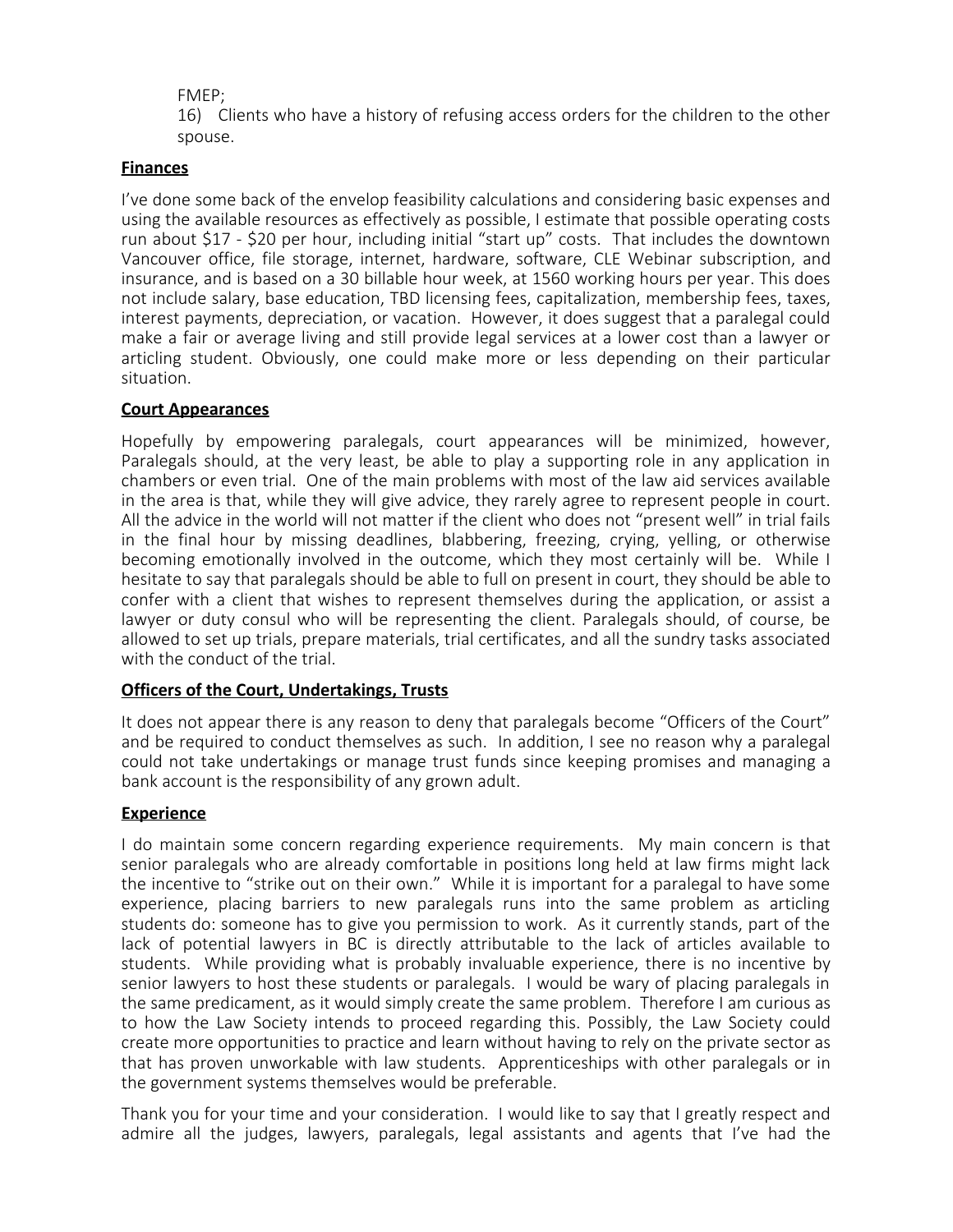FMEP;

16) Clients who have a history of refusing access orders for the children to the other spouse.

**Finances**

I've done some back of the envelop feasibility calculations and considering basic expenses and using the available resources as effectively as possible, I estimate that possible operating costs run about $17 - $20 per hour, including initial "start up" costs. That includes the downtown Vancouver office, file storage, internet, hardware, software, CLE Webinar subscription, and insurance, and is based on a 30 billable hour week, at 1560 working hours per year. This does not include salary, base education, TBD licensing fees, capitalization, membership fees, taxes, interest payments, depreciation, or vacation. However, it does suggest that a paralegal could make a fair or average living and still provide legal services at a lower cost than a lawyer or articling student. Obviously, one could make more or less depending on their particular situation.

**Court Appearances**

Hopefully by empowering paralegals, court appearances will be minimized, however, Paralegals should, at the very least, be able to play a supporting role in any application in chambers or even trial. One of the main problems with most of the law aid services available in the area is that, while they will give advice, they rarely agree to represent people in court. All the advice in the world will not matter if the client who does not "present well" in trial fails in the final hour by missing deadlines, blabbering, freezing, crying, yelling, or otherwise becoming emotionally involved in the outcome, which they most certainly will be. While I hesitate to say that paralegals should be able to full on present in court, they should be able to confer with a client that wishes to represent themselves during the application, or assist a lawyer or duty consul who will be representing the client. Paralegals should, of course, be allowed to set up trials, prepare materials, trial certificates, and all the sundry tasks associated with the conduct of the trial.

**Officers of the Court, Undertakings, Trusts**

It does not appear there is any reason to deny that paralegals become "Officers of the Court" and be required to conduct themselves as such. In addition, I see no reason why a paralegal could not take undertakings or manage trust funds since keeping promises and managing a bank account is the responsibility of any grown adult.

**Experience**

I do maintain some concern regarding experience requirements. My main concern is that senior paralegals who are already comfortable in positions long held at law firms might lack the incentive to "strike out on their own." While it is important for a paralegal to have some experience, placing barriers to new paralegals runs into the same problem as articling students do: someone has to give you permission to work. As it currently stands, part of the lack of potential lawyers in BC is directly attributable to the lack of articles available to students. While providing what is probably invaluable experience, there is no incentive by senior lawyers to host these students or paralegals. I would be wary of placing paralegals in the same predicament, as it would simply create the same problem. Therefore I am curious as to how the Law Society intends to proceed regarding this. Possibly, the Law Society could create more opportunities to practice and learn without having to rely on the private sector as that has proven unworkable with law students. Apprenticeships with other paralegals or in the government systems themselves would be preferable.

Thank you for your time and your consideration. I would like to say that I greatly respect and admire all the judges, lawyers, paralegals, legal assistants and agents that I've had the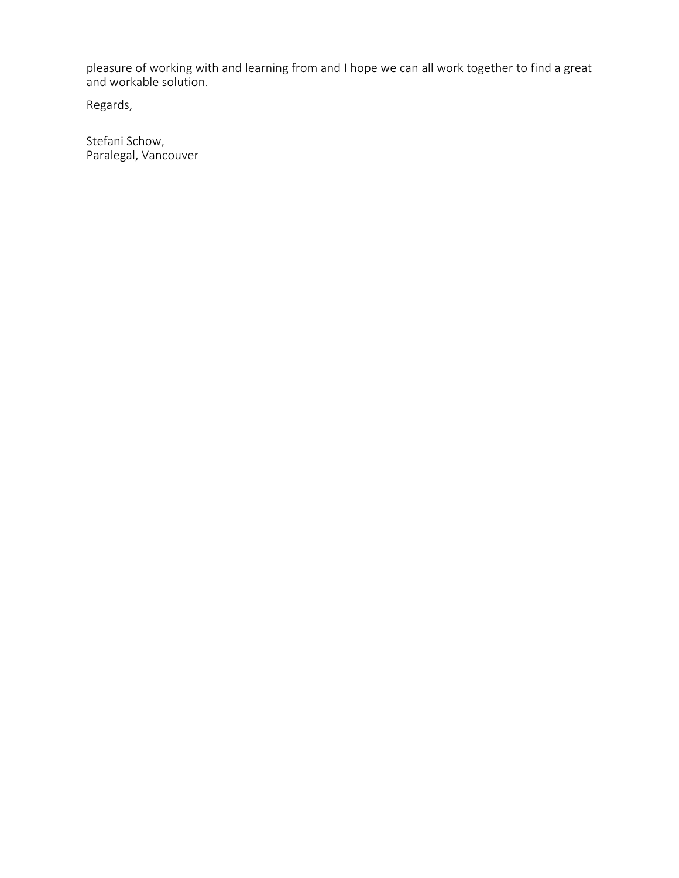pleasure of working with and learning from and I hope we can all work together to find a great and workable solution.

Regards,

Stefani Schow,
Paralegal, Vancouver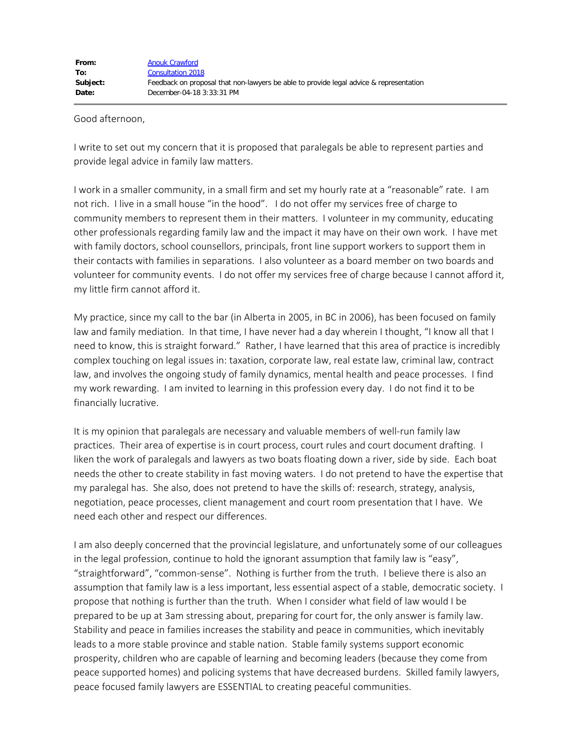| | |
|---|---|
| **From:** | Anouk Crawford |
| **To:** | Consultation 2018 |
| **Subject:** | Feedback on proposal that non-lawyers be able to provide legal advice & representation |
| **Date:** | December-04-18 3:33:31 PM |

Good afternoon,

I write to set out my concern that it is proposed that paralegals be able to represent parties and provide legal advice in family law matters.

I work in a smaller community, in a small firm and set my hourly rate at a "reasonable" rate. I am not rich. I live in a small house "in the hood". I do not offer my services free of charge to community members to represent them in their matters. I volunteer in my community, educating other professionals regarding family law and the impact it may have on their own work. I have met with family doctors, school counsellors, principals, front line support workers to support them in their contacts with families in separations. I also volunteer as a board member on two boards and volunteer for community events. I do not offer my services free of charge because I cannot afford it, my little firm cannot afford it.

My practice, since my call to the bar (in Alberta in 2005, in BC in 2006), has been focused on family law and family mediation. In that time, I have never had a day wherein I thought, "I know all that I need to know, this is straight forward." Rather, I have learned that this area of practice is incredibly complex touching on legal issues in: taxation, corporate law, real estate law, criminal law, contract law, and involves the ongoing study of family dynamics, mental health and peace processes. I find my work rewarding. I am invited to learning in this profession every day. I do not find it to be financially lucrative.

It is my opinion that paralegals are necessary and valuable members of well-run family law practices. Their area of expertise is in court process, court rules and court document drafting. I liken the work of paralegals and lawyers as two boats floating down a river, side by side. Each boat needs the other to create stability in fast moving waters. I do not pretend to have the expertise that my paralegal has. She also, does not pretend to have the skills of: research, strategy, analysis, negotiation, peace processes, client management and court room presentation that I have. We need each other and respect our differences.

I am also deeply concerned that the provincial legislature, and unfortunately some of our colleagues in the legal profession, continue to hold the ignorant assumption that family law is "easy", "straightforward", "common-sense". Nothing is further from the truth. I believe there is also an assumption that family law is a less important, less essential aspect of a stable, democratic society. I propose that nothing is further than the truth. When I consider what field of law would I be prepared to be up at 3am stressing about, preparing for court for, the only answer is family law. Stability and peace in families increases the stability and peace in communities, which inevitably leads to a more stable province and stable nation. Stable family systems support economic prosperity, children who are capable of learning and becoming leaders (because they come from peace supported homes) and policing systems that have decreased burdens. Skilled family lawyers, peace focused family lawyers are ESSENTIAL to creating peaceful communities.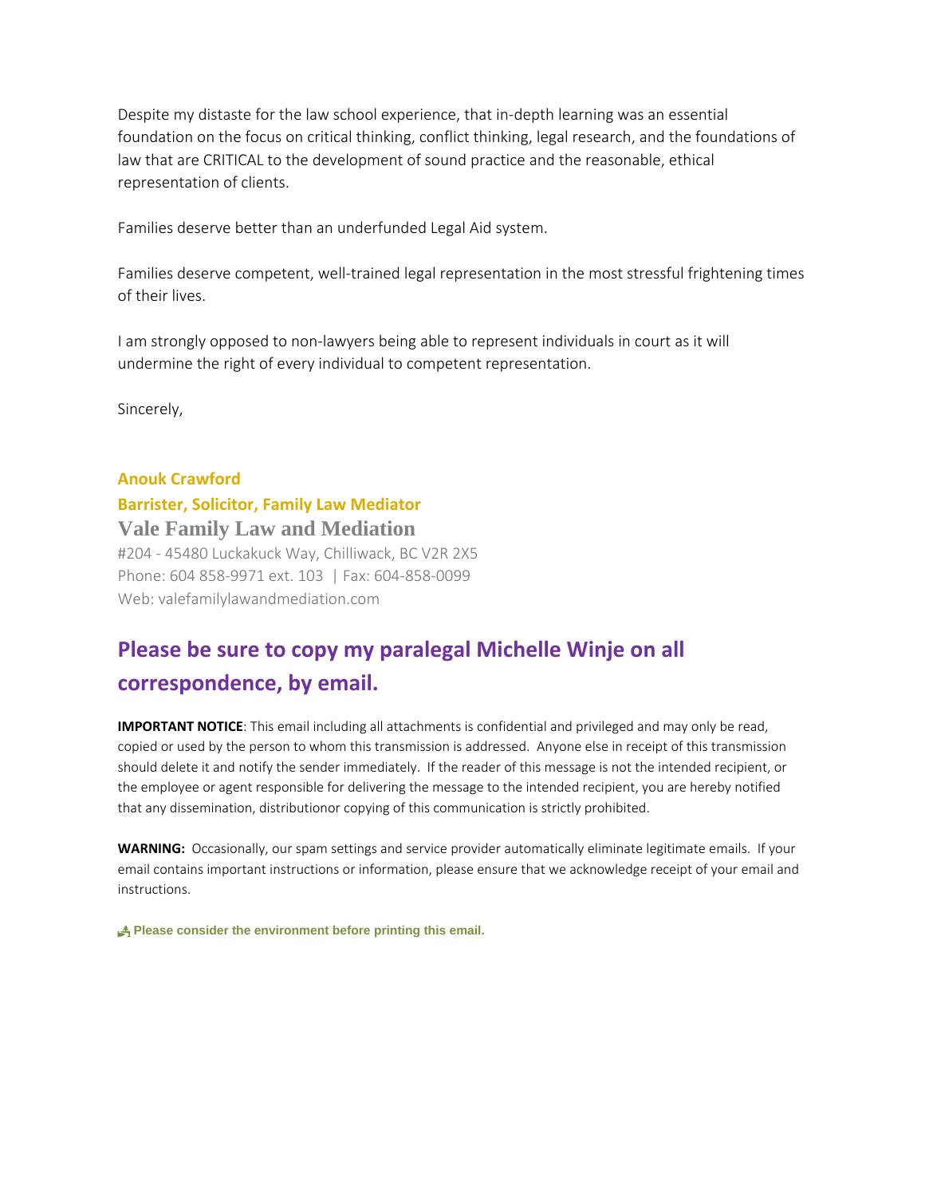Despite my distaste for the law school experience, that in-depth learning was an essential foundation on the focus on critical thinking, conflict thinking, legal research, and the foundations of law that are CRITICAL to the development of sound practice and the reasonable, ethical representation of clients.

Families deserve better than an underfunded Legal Aid system.

Families deserve competent, well-trained legal representation in the most stressful frightening times of their lives.

I am strongly opposed to non-lawyers being able to represent individuals in court as it will undermine the right of every individual to competent representation.

Sincerely,

**Anouk Crawford**
**Barrister, Solicitor, Family Law Mediator**
**Vale Family Law and Mediation**
#204 - 45480 Luckakuck Way, Chilliwack, BC V2R 2X5
Phone: 604 858-9971 ext. 103 | Fax: 604-858-0099
Web: valefamilylawandmediation.com

**Please be sure to copy my paralegal Michelle Winje on all correspondence, by email.**

**IMPORTANT NOTICE**: This email including all attachments is confidential and privileged and may only be read, copied or used by the person to whom this transmission is addressed. Anyone else in receipt of this transmission should delete it and notify the sender immediately. If the reader of this message is not the intended recipient, or the employee or agent responsible for delivering the message to the intended recipient, you are hereby notified that any dissemination, distributionor copying of this communication is strictly prohibited.

**WARNING:** Occasionally, our spam settings and service provider automatically eliminate legitimate emails. If your email contains important instructions or information, please ensure that we acknowledge receipt of your email and instructions.

**Please consider the environment before printing this email.**